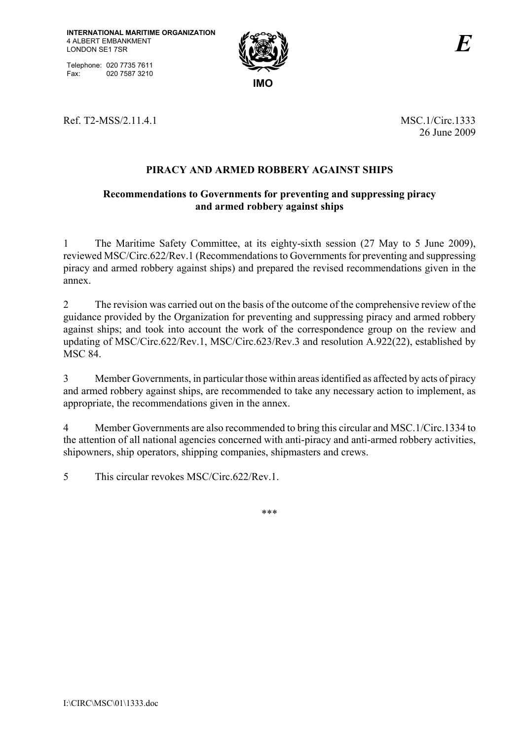**INTERNATIONAL MARITIME ORGANIZATION**
4 ALBERT EMBANKMENT
LONDON SE1 7SR

Telephone: 020 7735 7611
Fax: 020 7587 3210

**IMO**

***E***

Ref. T2-MSS/2.11.4.1

MSC.1/Circ.1333
26 June 2009

## PIRACY AND ARMED ROBBERY AGAINST SHIPS

### Recommendations to Governments for preventing and suppressing piracy and armed robbery against ships

1 The Maritime Safety Committee, at its eighty-sixth session (27 May to 5 June 2009), reviewed MSC/Circ.622/Rev.1 (Recommendations to Governments for preventing and suppressing piracy and armed robbery against ships) and prepared the revised recommendations given in the annex.

2 The revision was carried out on the basis of the outcome of the comprehensive review of the guidance provided by the Organization for preventing and suppressing piracy and armed robbery against ships; and took into account the work of the correspondence group on the review and updating of MSC/Circ.622/Rev.1, MSC/Circ.623/Rev.3 and resolution A.922(22), established by MSC 84.

3 Member Governments, in particular those within areas identified as affected by acts of piracy and armed robbery against ships, are recommended to take any necessary action to implement, as appropriate, the recommendations given in the annex.

4 Member Governments are also recommended to bring this circular and MSC.1/Circ.1334 to the attention of all national agencies concerned with anti-piracy and anti-armed robbery activities, shipowners, ship operators, shipping companies, shipmasters and crews.

5 This circular revokes MSC/Circ.622/Rev.1.

***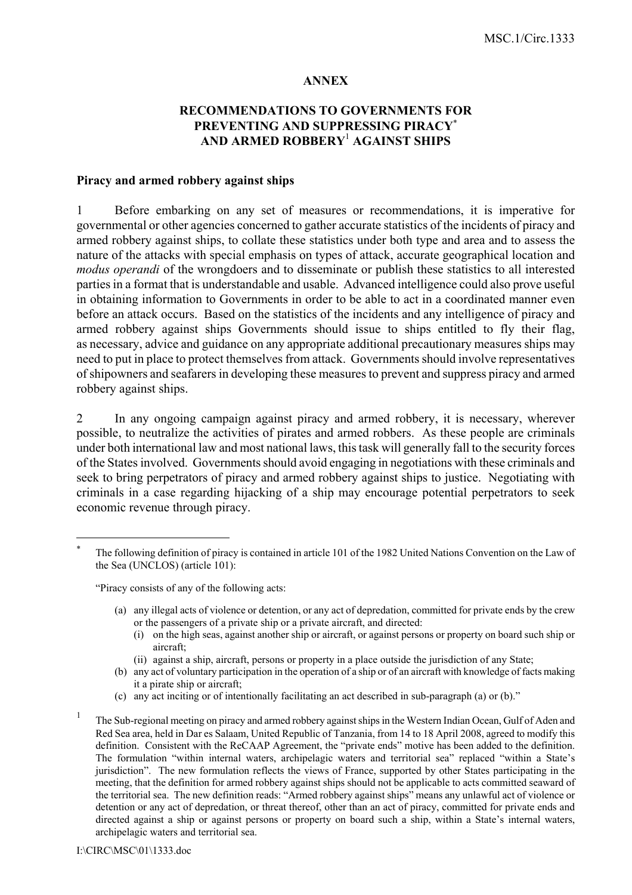## ANNEX

## RECOMMENDATIONS TO GOVERNMENTS FOR PREVENTING AND SUPPRESSING PIRACY[*] AND ARMED ROBBERY[1] AGAINST SHIPS

### Piracy and armed robbery against ships

1 Before embarking on any set of measures or recommendations, it is imperative for governmental or other agencies concerned to gather accurate statistics of the incidents of piracy and armed robbery against ships, to collate these statistics under both type and area and to assess the nature of the attacks with special emphasis on types of attack, accurate geographical location and *modus operandi* of the wrongdoers and to disseminate or publish these statistics to all interested parties in a format that is understandable and usable. Advanced intelligence could also prove useful in obtaining information to Governments in order to be able to act in a coordinated manner even before an attack occurs. Based on the statistics of the incidents and any intelligence of piracy and armed robbery against ships Governments should issue to ships entitled to fly their flag, as necessary, advice and guidance on any appropriate additional precautionary measures ships may need to put in place to protect themselves from attack. Governments should involve representatives of shipowners and seafarers in developing these measures to prevent and suppress piracy and armed robbery against ships.

2 In any ongoing campaign against piracy and armed robbery, it is necessary, wherever possible, to neutralize the activities of pirates and armed robbers. As these people are criminals under both international law and most national laws, this task will generally fall to the security forces of the States involved. Governments should avoid engaging in negotiations with these criminals and seek to bring perpetrators of piracy and armed robbery against ships to justice. Negotiating with criminals in a case regarding hijacking of a ship may encourage potential perpetrators to seek economic revenue through piracy.

---

[*] The following definition of piracy is contained in article 101 of the 1982 United Nations Convention on the Law of the Sea (UNCLOS) (article 101):

"Piracy consists of any of the following acts:

(a) any illegal acts of violence or detention, or any act of depredation, committed for private ends by the crew or the passengers of a private ship or a private aircraft, and directed:
   (i) on the high seas, against another ship or aircraft, or against persons or property on board such ship or aircraft;
   (ii) against a ship, aircraft, persons or property in a place outside the jurisdiction of any State;
(b) any act of voluntary participation in the operation of a ship or of an aircraft with knowledge of facts making it a pirate ship or aircraft;
(c) any act inciting or of intentionally facilitating an act described in sub-paragraph (a) or (b)."

[1] The Sub-regional meeting on piracy and armed robbery against ships in the Western Indian Ocean, Gulf of Aden and Red Sea area, held in Dar es Salaam, United Republic of Tanzania, from 14 to 18 April 2008, agreed to modify this definition. Consistent with the ReCAAP Agreement, the "private ends" motive has been added to the definition. The formulation "within internal waters, archipelagic waters and territorial sea" replaced "within a State's jurisdiction". The new formulation reflects the views of France, supported by other States participating in the meeting, that the definition for armed robbery against ships should not be applicable to acts committed seaward of the territorial sea. The new definition reads: "Armed robbery against ships" means any unlawful act of violence or detention or any act of depredation, or threat thereof, other than an act of piracy, committed for private ends and directed against a ship or against persons or property on board such a ship, within a State's internal waters, archipelagic waters and territorial sea.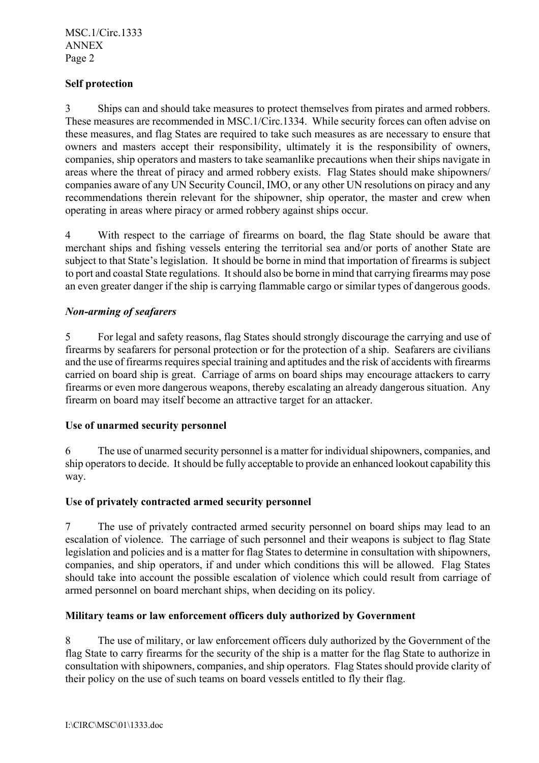### Self protection

3 Ships can and should take measures to protect themselves from pirates and armed robbers. These measures are recommended in MSC.1/Circ.1334. While security forces can often advise on these measures, and flag States are required to take such measures as are necessary to ensure that owners and masters accept their responsibility, ultimately it is the responsibility of owners, companies, ship operators and masters to take seamanlike precautions when their ships navigate in areas where the threat of piracy and armed robbery exists. Flag States should make shipowners/ companies aware of any UN Security Council, IMO, or any other UN resolutions on piracy and any recommendations therein relevant for the shipowner, ship operator, the master and crew when operating in areas where piracy or armed robbery against ships occur.

4 With respect to the carriage of firearms on board, the flag State should be aware that merchant ships and fishing vessels entering the territorial sea and/or ports of another State are subject to that State's legislation. It should be borne in mind that importation of firearms is subject to port and coastal State regulations. It should also be borne in mind that carrying firearms may pose an even greater danger if the ship is carrying flammable cargo or similar types of dangerous goods.

#### *Non-arming of seafarers*

5 For legal and safety reasons, flag States should strongly discourage the carrying and use of firearms by seafarers for personal protection or for the protection of a ship. Seafarers are civilians and the use of firearms requires special training and aptitudes and the risk of accidents with firearms carried on board ship is great. Carriage of arms on board ships may encourage attackers to carry firearms or even more dangerous weapons, thereby escalating an already dangerous situation. Any firearm on board may itself become an attractive target for an attacker.

### Use of unarmed security personnel

6 The use of unarmed security personnel is a matter for individual shipowners, companies, and ship operators to decide. It should be fully acceptable to provide an enhanced lookout capability this way.

### Use of privately contracted armed security personnel

7 The use of privately contracted armed security personnel on board ships may lead to an escalation of violence. The carriage of such personnel and their weapons is subject to flag State legislation and policies and is a matter for flag States to determine in consultation with shipowners, companies, and ship operators, if and under which conditions this will be allowed. Flag States should take into account the possible escalation of violence which could result from carriage of armed personnel on board merchant ships, when deciding on its policy.

### Military teams or law enforcement officers duly authorized by Government

8 The use of military, or law enforcement officers duly authorized by the Government of the flag State to carry firearms for the security of the ship is a matter for the flag State to authorize in consultation with shipowners, companies, and ship operators. Flag States should provide clarity of their policy on the use of such teams on board vessels entitled to fly their flag.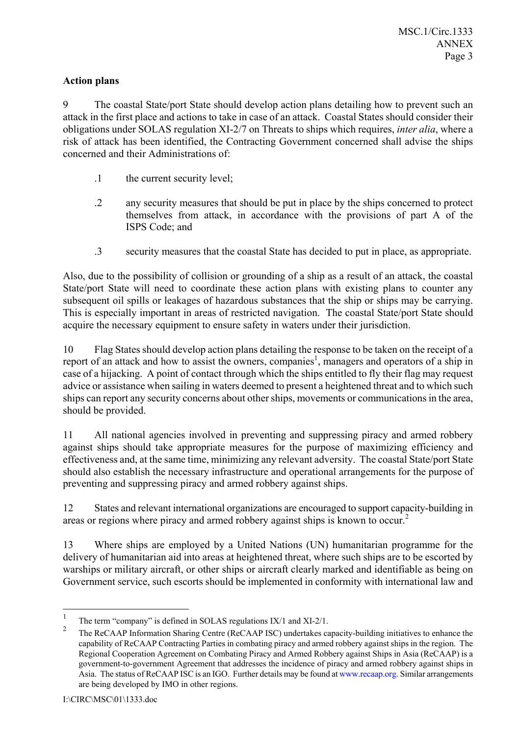**Action plans**

9 The coastal State/port State should develop action plans detailing how to prevent such an attack in the first place and actions to take in case of an attack. Coastal States should consider their obligations under SOLAS regulation XI-2/7 on Threats to ships which requires, *inter alia*, where a risk of attack has been identified, the Contracting Government concerned shall advise the ships concerned and their Administrations of:

.1 the current security level;

.2 any security measures that should be put in place by the ships concerned to protect themselves from attack, in accordance with the provisions of part A of the ISPS Code; and

.3 security measures that the coastal State has decided to put in place, as appropriate.

Also, due to the possibility of collision or grounding of a ship as a result of an attack, the coastal State/port State will need to coordinate these action plans with existing plans to counter any subsequent oil spills or leakages of hazardous substances that the ship or ships may be carrying. This is especially important in areas of restricted navigation. The coastal State/port State should acquire the necessary equipment to ensure safety in waters under their jurisdiction.

10 Flag States should develop action plans detailing the response to be taken on the receipt of a report of an attack and how to assist the owners, companies[1], managers and operators of a ship in case of a hijacking. A point of contact through which the ships entitled to fly their flag may request advice or assistance when sailing in waters deemed to present a heightened threat and to which such ships can report any security concerns about other ships, movements or communications in the area, should be provided.

11 All national agencies involved in preventing and suppressing piracy and armed robbery against ships should take appropriate measures for the purpose of maximizing efficiency and effectiveness and, at the same time, minimizing any relevant adversity. The coastal State/port State should also establish the necessary infrastructure and operational arrangements for the purpose of preventing and suppressing piracy and armed robbery against ships.

12 States and relevant international organizations are encouraged to support capacity-building in areas or regions where piracy and armed robbery against ships is known to occur.[2]

13 Where ships are employed by a United Nations (UN) humanitarian programme for the delivery of humanitarian aid into areas at heightened threat, where such ships are to be escorted by warships or military aircraft, or other ships or aircraft clearly marked and identifiable as being on Government service, such escorts should be implemented in conformity with international law and

---

[1] The term "company" is defined in SOLAS regulations IX/1 and XI-2/1.

[2] The ReCAAP Information Sharing Centre (ReCAAP ISC) undertakes capacity-building initiatives to enhance the capability of ReCAAP Contracting Parties in combating piracy and armed robbery against ships in the region. The Regional Cooperation Agreement on Combating Piracy and Armed Robbery against Ships in Asia (ReCAAP) is a government-to-government Agreement that addresses the incidence of piracy and armed robbery against ships in Asia. The status of ReCAAP ISC is an IGO. Further details may be found at www.recaap.org. Similar arrangements are being developed by IMO in other regions.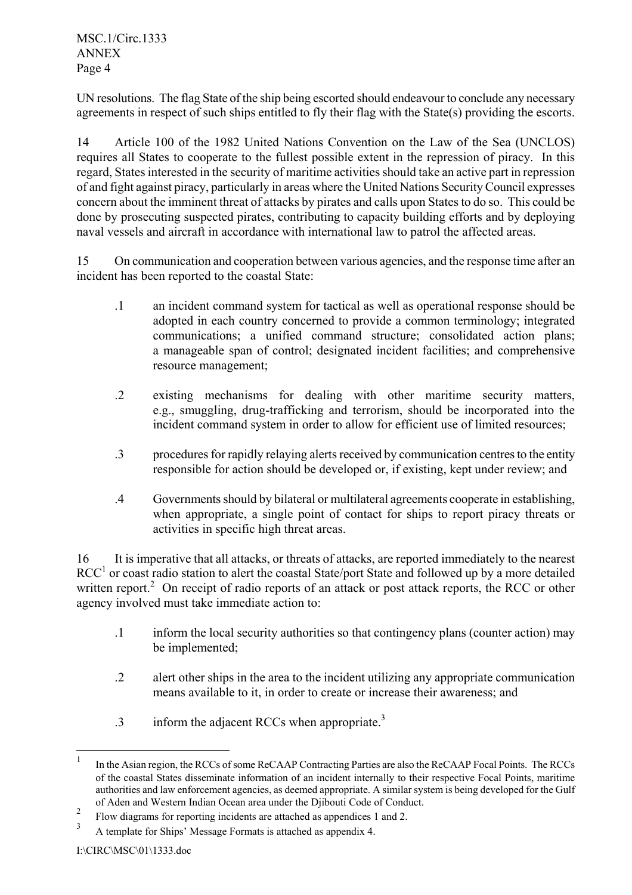UN resolutions. The flag State of the ship being escorted should endeavour to conclude any necessary agreements in respect of such ships entitled to fly their flag with the State(s) providing the escorts.

14 Article 100 of the 1982 United Nations Convention on the Law of the Sea (UNCLOS) requires all States to cooperate to the fullest possible extent in the repression of piracy. In this regard, States interested in the security of maritime activities should take an active part in repression of and fight against piracy, particularly in areas where the United Nations Security Council expresses concern about the imminent threat of attacks by pirates and calls upon States to do so. This could be done by prosecuting suspected pirates, contributing to capacity building efforts and by deploying naval vessels and aircraft in accordance with international law to patrol the affected areas.

15 On communication and cooperation between various agencies, and the response time after an incident has been reported to the coastal State:

.1 an incident command system for tactical as well as operational response should be adopted in each country concerned to provide a common terminology; integrated communications; a unified command structure; consolidated action plans; a manageable span of control; designated incident facilities; and comprehensive resource management;

.2 existing mechanisms for dealing with other maritime security matters, e.g., smuggling, drug-trafficking and terrorism, should be incorporated into the incident command system in order to allow for efficient use of limited resources;

.3 procedures for rapidly relaying alerts received by communication centres to the entity responsible for action should be developed or, if existing, kept under review; and

.4 Governments should by bilateral or multilateral agreements cooperate in establishing, when appropriate, a single point of contact for ships to report piracy threats or activities in specific high threat areas.

16 It is imperative that all attacks, or threats of attacks, are reported immediately to the nearest RCC[1] or coast radio station to alert the coastal State/port State and followed up by a more detailed written report.[2] On receipt of radio reports of an attack or post attack reports, the RCC or other agency involved must take immediate action to:

.1 inform the local security authorities so that contingency plans (counter action) may be implemented;

.2 alert other ships in the area to the incident utilizing any appropriate communication means available to it, in order to create or increase their awareness; and

.3 inform the adjacent RCCs when appropriate.[3]

---

[1] In the Asian region, the RCCs of some ReCAAP Contracting Parties are also the ReCAAP Focal Points. The RCCs of the coastal States disseminate information of an incident internally to their respective Focal Points, maritime authorities and law enforcement agencies, as deemed appropriate. A similar system is being developed for the Gulf of Aden and Western Indian Ocean area under the Djibouti Code of Conduct.

[2] Flow diagrams for reporting incidents are attached as appendices 1 and 2.

[3] A template for Ships' Message Formats is attached as appendix 4.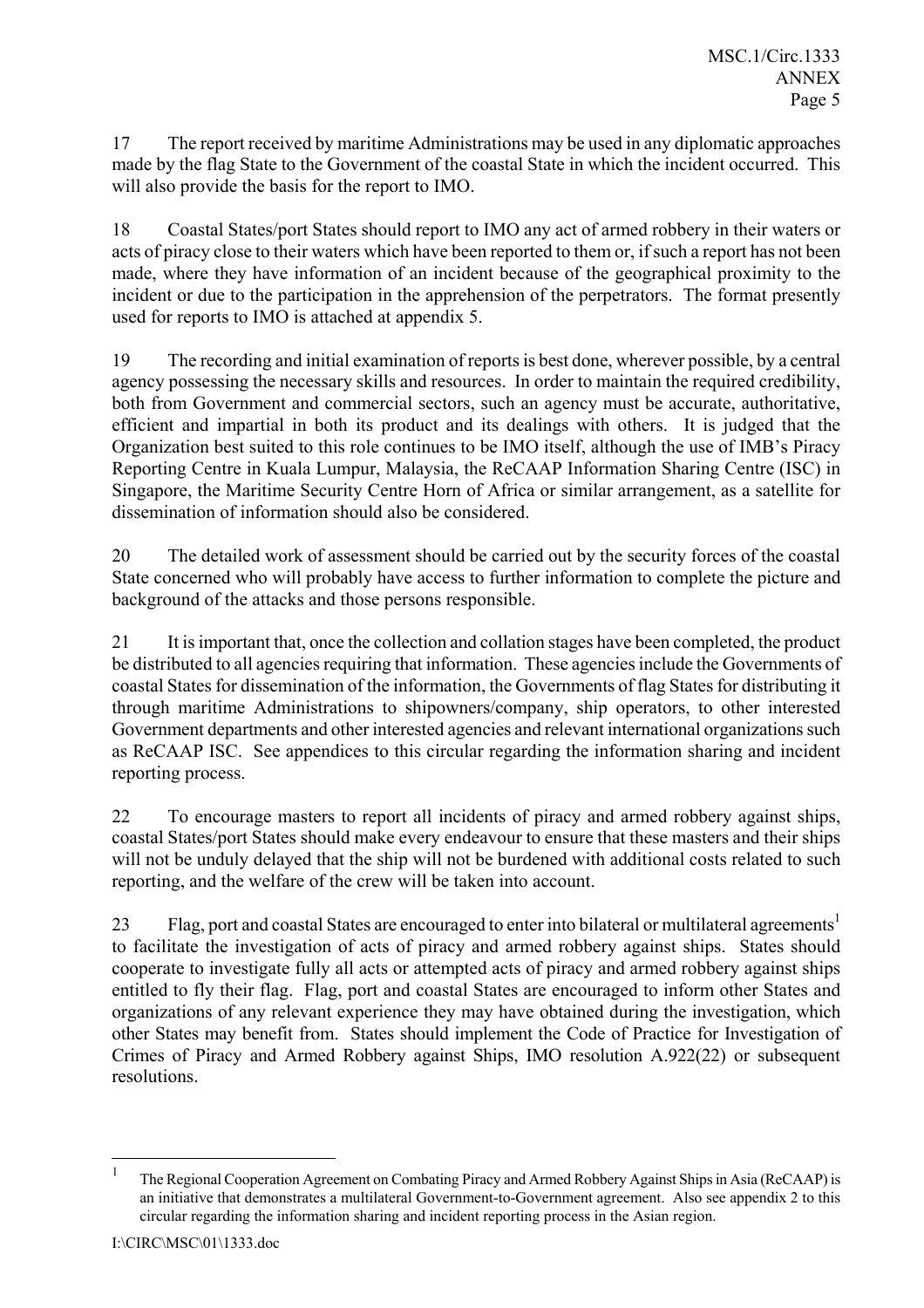17 The report received by maritime Administrations may be used in any diplomatic approaches made by the flag State to the Government of the coastal State in which the incident occurred. This will also provide the basis for the report to IMO.

18 Coastal States/port States should report to IMO any act of armed robbery in their waters or acts of piracy close to their waters which have been reported to them or, if such a report has not been made, where they have information of an incident because of the geographical proximity to the incident or due to the participation in the apprehension of the perpetrators. The format presently used for reports to IMO is attached at appendix 5.

19 The recording and initial examination of reports is best done, wherever possible, by a central agency possessing the necessary skills and resources. In order to maintain the required credibility, both from Government and commercial sectors, such an agency must be accurate, authoritative, efficient and impartial in both its product and its dealings with others. It is judged that the Organization best suited to this role continues to be IMO itself, although the use of IMB's Piracy Reporting Centre in Kuala Lumpur, Malaysia, the ReCAAP Information Sharing Centre (ISC) in Singapore, the Maritime Security Centre Horn of Africa or similar arrangement, as a satellite for dissemination of information should also be considered.

20 The detailed work of assessment should be carried out by the security forces of the coastal State concerned who will probably have access to further information to complete the picture and background of the attacks and those persons responsible.

21 It is important that, once the collection and collation stages have been completed, the product be distributed to all agencies requiring that information. These agencies include the Governments of coastal States for dissemination of the information, the Governments of flag States for distributing it through maritime Administrations to shipowners/company, ship operators, to other interested Government departments and other interested agencies and relevant international organizations such as ReCAAP ISC. See appendices to this circular regarding the information sharing and incident reporting process.

22 To encourage masters to report all incidents of piracy and armed robbery against ships, coastal States/port States should make every endeavour to ensure that these masters and their ships will not be unduly delayed that the ship will not be burdened with additional costs related to such reporting, and the welfare of the crew will be taken into account.

23 Flag, port and coastal States are encouraged to enter into bilateral or multilateral agreements[1] to facilitate the investigation of acts of piracy and armed robbery against ships. States should cooperate to investigate fully all acts or attempted acts of piracy and armed robbery against ships entitled to fly their flag. Flag, port and coastal States are encouraged to inform other States and organizations of any relevant experience they may have obtained during the investigation, which other States may benefit from. States should implement the Code of Practice for Investigation of Crimes of Piracy and Armed Robbery against Ships, IMO resolution A.922(22) or subsequent resolutions.

---

[1] The Regional Cooperation Agreement on Combating Piracy and Armed Robbery Against Ships in Asia (ReCAAP) is an initiative that demonstrates a multilateral Government-to-Government agreement. Also see appendix 2 to this circular regarding the information sharing and incident reporting process in the Asian region.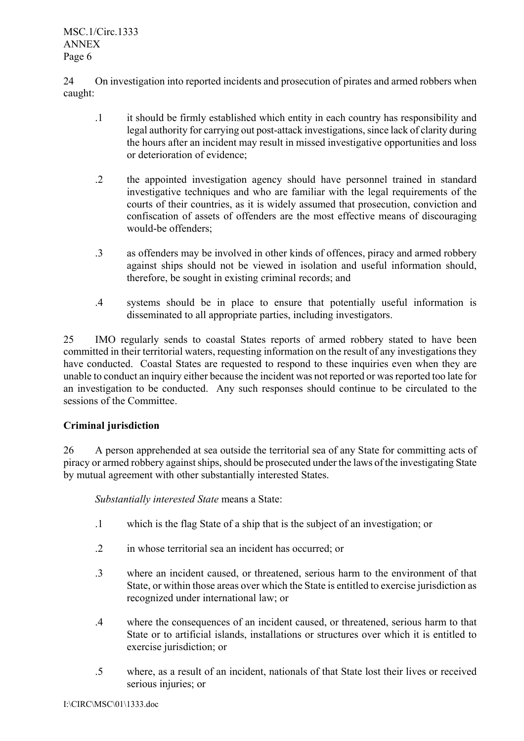24 On investigation into reported incidents and prosecution of pirates and armed robbers when caught:

.1 it should be firmly established which entity in each country has responsibility and legal authority for carrying out post-attack investigations, since lack of clarity during the hours after an incident may result in missed investigative opportunities and loss or deterioration of evidence;

.2 the appointed investigation agency should have personnel trained in standard investigative techniques and who are familiar with the legal requirements of the courts of their countries, as it is widely assumed that prosecution, conviction and confiscation of assets of offenders are the most effective means of discouraging would-be offenders;

.3 as offenders may be involved in other kinds of offences, piracy and armed robbery against ships should not be viewed in isolation and useful information should, therefore, be sought in existing criminal records; and

.4 systems should be in place to ensure that potentially useful information is disseminated to all appropriate parties, including investigators.

25 IMO regularly sends to coastal States reports of armed robbery stated to have been committed in their territorial waters, requesting information on the result of any investigations they have conducted. Coastal States are requested to respond to these inquiries even when they are unable to conduct an inquiry either because the incident was not reported or was reported too late for an investigation to be conducted. Any such responses should continue to be circulated to the sessions of the Committee.

**Criminal jurisdiction**

26 A person apprehended at sea outside the territorial sea of any State for committing acts of piracy or armed robbery against ships, should be prosecuted under the laws of the investigating State by mutual agreement with other substantially interested States.

*Substantially interested State* means a State:

.1 which is the flag State of a ship that is the subject of an investigation; or

.2 in whose territorial sea an incident has occurred; or

.3 where an incident caused, or threatened, serious harm to the environment of that State, or within those areas over which the State is entitled to exercise jurisdiction as recognized under international law; or

.4 where the consequences of an incident caused, or threatened, serious harm to that State or to artificial islands, installations or structures over which it is entitled to exercise jurisdiction; or

.5 where, as a result of an incident, nationals of that State lost their lives or received serious injuries; or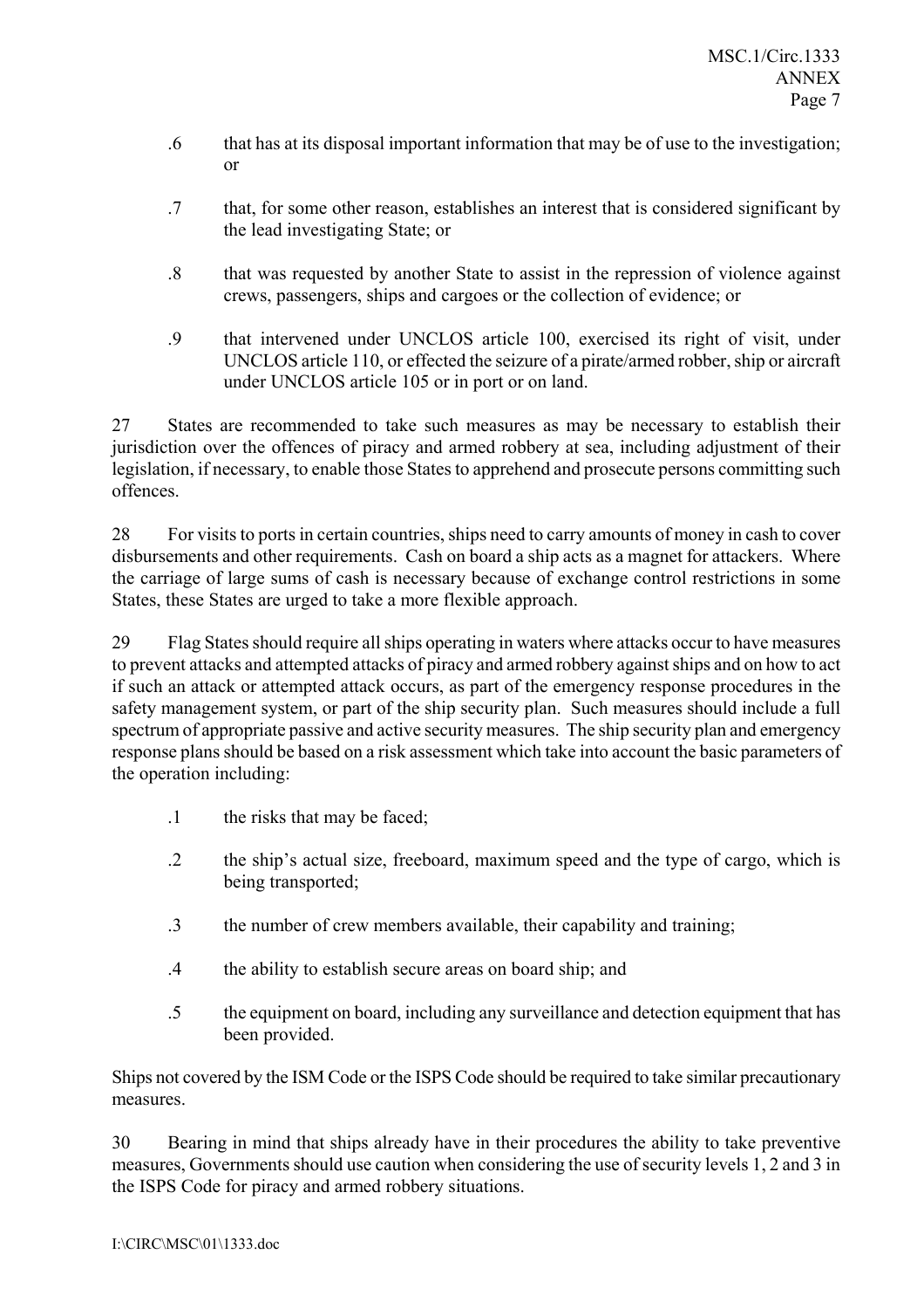.6 that has at its disposal important information that may be of use to the investigation; or

.7 that, for some other reason, establishes an interest that is considered significant by the lead investigating State; or

.8 that was requested by another State to assist in the repression of violence against crews, passengers, ships and cargoes or the collection of evidence; or

.9 that intervened under UNCLOS article 100, exercised its right of visit, under UNCLOS article 110, or effected the seizure of a pirate/armed robber, ship or aircraft under UNCLOS article 105 or in port or on land.

27 States are recommended to take such measures as may be necessary to establish their jurisdiction over the offences of piracy and armed robbery at sea, including adjustment of their legislation, if necessary, to enable those States to apprehend and prosecute persons committing such offences.

28 For visits to ports in certain countries, ships need to carry amounts of money in cash to cover disbursements and other requirements. Cash on board a ship acts as a magnet for attackers. Where the carriage of large sums of cash is necessary because of exchange control restrictions in some States, these States are urged to take a more flexible approach.

29 Flag States should require all ships operating in waters where attacks occur to have measures to prevent attacks and attempted attacks of piracy and armed robbery against ships and on how to act if such an attack or attempted attack occurs, as part of the emergency response procedures in the safety management system, or part of the ship security plan. Such measures should include a full spectrum of appropriate passive and active security measures. The ship security plan and emergency response plans should be based on a risk assessment which take into account the basic parameters of the operation including:

.1 the risks that may be faced;

.2 the ship's actual size, freeboard, maximum speed and the type of cargo, which is being transported;

.3 the number of crew members available, their capability and training;

.4 the ability to establish secure areas on board ship; and

.5 the equipment on board, including any surveillance and detection equipment that has been provided.

Ships not covered by the ISM Code or the ISPS Code should be required to take similar precautionary measures.

30 Bearing in mind that ships already have in their procedures the ability to take preventive measures, Governments should use caution when considering the use of security levels 1, 2 and 3 in the ISPS Code for piracy and armed robbery situations.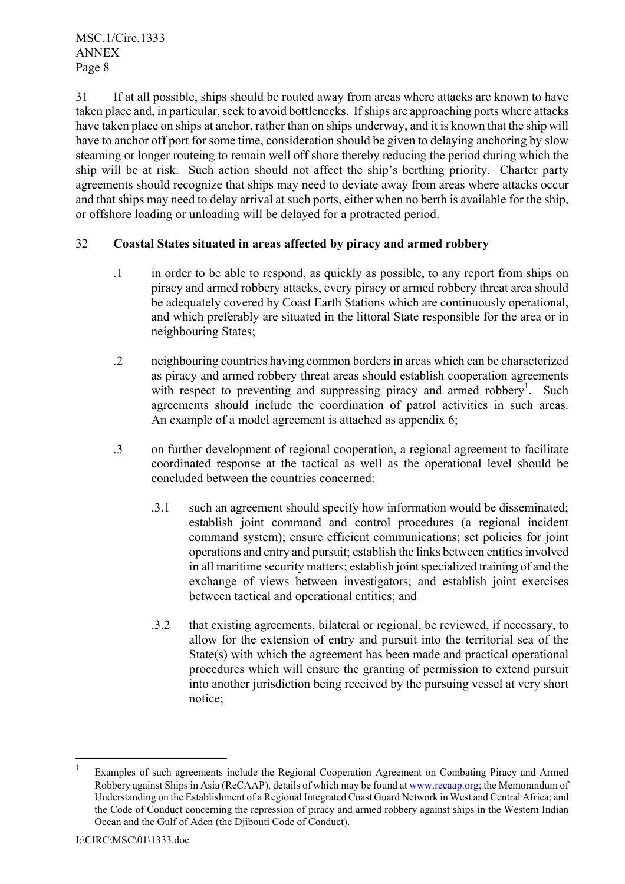31 If at all possible, ships should be routed away from areas where attacks are known to have taken place and, in particular, seek to avoid bottlenecks. If ships are approaching ports where attacks have taken place on ships at anchor, rather than on ships underway, and it is known that the ship will have to anchor off port for some time, consideration should be given to delaying anchoring by slow steaming or longer routeing to remain well off shore thereby reducing the period during which the ship will be at risk. Such action should not affect the ship's berthing priority. Charter party agreements should recognize that ships may need to deviate away from areas where attacks occur and that ships may need to delay arrival at such ports, either when no berth is available for the ship, or offshore loading or unloading will be delayed for a protracted period.

32 **Coastal States situated in areas affected by piracy and armed robbery**

.1 in order to be able to respond, as quickly as possible, to any report from ships on piracy and armed robbery attacks, every piracy or armed robbery threat area should be adequately covered by Coast Earth Stations which are continuously operational, and which preferably are situated in the littoral State responsible for the area or in neighbouring States;

.2 neighbouring countries having common borders in areas which can be characterized as piracy and armed robbery threat areas should establish cooperation agreements with respect to preventing and suppressing piracy and armed robbery[1]. Such agreements should include the coordination of patrol activities in such areas. An example of a model agreement is attached as appendix 6;

.3 on further development of regional cooperation, a regional agreement to facilitate coordinated response at the tactical as well as the operational level should be concluded between the countries concerned:

.3.1 such an agreement should specify how information would be disseminated; establish joint command and control procedures (a regional incident command system); ensure efficient communications; set policies for joint operations and entry and pursuit; establish the links between entities involved in all maritime security matters; establish joint specialized training of and the exchange of views between investigators; and establish joint exercises between tactical and operational entities; and

.3.2 that existing agreements, bilateral or regional, be reviewed, if necessary, to allow for the extension of entry and pursuit into the territorial sea of the State(s) with which the agreement has been made and practical operational procedures which will ensure the granting of permission to extend pursuit into another jurisdiction being received by the pursuing vessel at very short notice;

---

[1] Examples of such agreements include the Regional Cooperation Agreement on Combating Piracy and Armed Robbery against Ships in Asia (ReCAAP), details of which may be found at www.recaap.org; the Memorandum of Understanding on the Establishment of a Regional Integrated Coast Guard Network in West and Central Africa; and the Code of Conduct concerning the repression of piracy and armed robbery against ships in the Western Indian Ocean and the Gulf of Aden (the Djibouti Code of Conduct).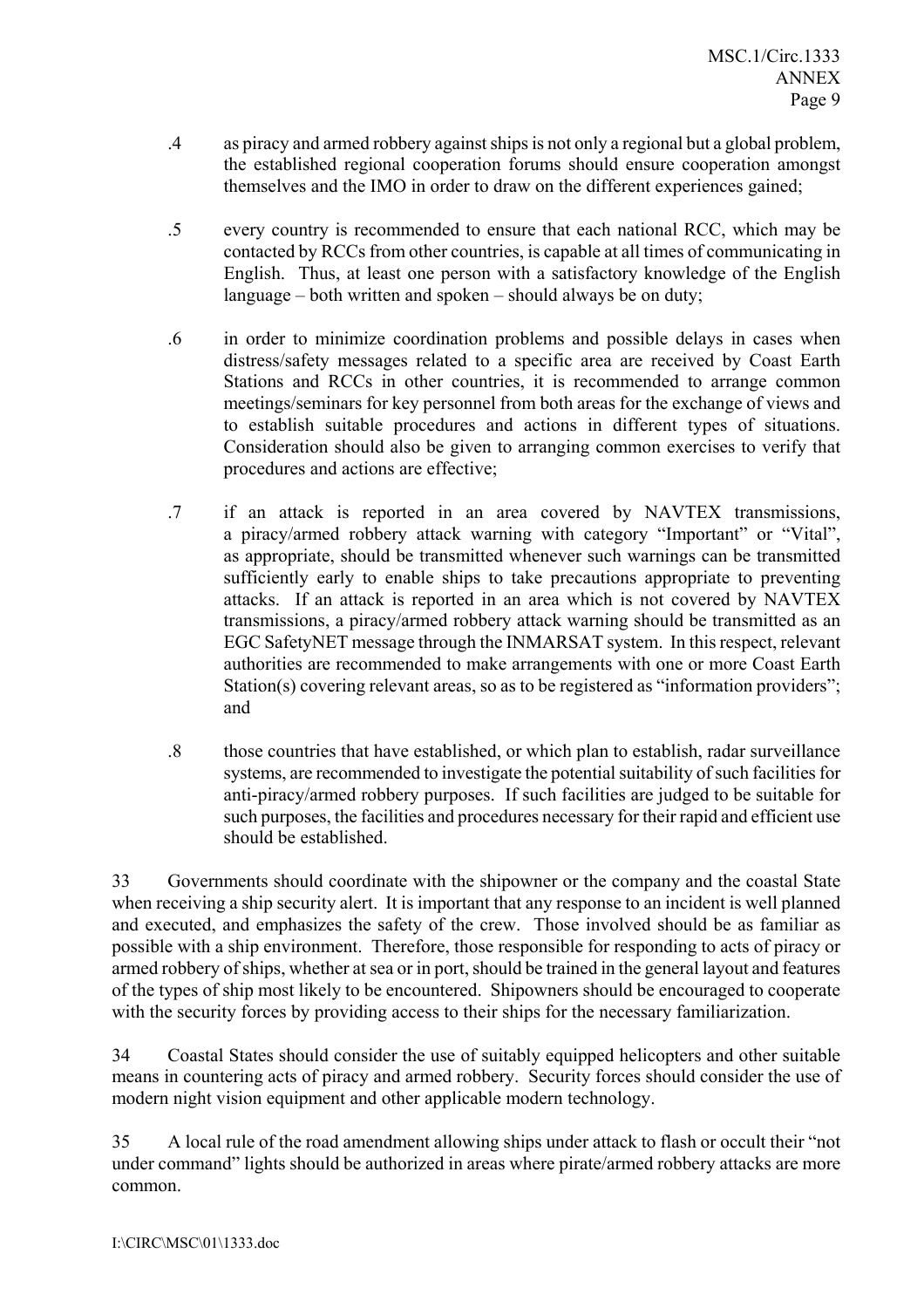.4 as piracy and armed robbery against ships is not only a regional but a global problem, the established regional cooperation forums should ensure cooperation amongst themselves and the IMO in order to draw on the different experiences gained;

.5 every country is recommended to ensure that each national RCC, which may be contacted by RCCs from other countries, is capable at all times of communicating in English. Thus, at least one person with a satisfactory knowledge of the English language – both written and spoken – should always be on duty;

.6 in order to minimize coordination problems and possible delays in cases when distress/safety messages related to a specific area are received by Coast Earth Stations and RCCs in other countries, it is recommended to arrange common meetings/seminars for key personnel from both areas for the exchange of views and to establish suitable procedures and actions in different types of situations. Consideration should also be given to arranging common exercises to verify that procedures and actions are effective;

.7 if an attack is reported in an area covered by NAVTEX transmissions, a piracy/armed robbery attack warning with category "Important" or "Vital", as appropriate, should be transmitted whenever such warnings can be transmitted sufficiently early to enable ships to take precautions appropriate to preventing attacks. If an attack is reported in an area which is not covered by NAVTEX transmissions, a piracy/armed robbery attack warning should be transmitted as an EGC SafetyNET message through the INMARSAT system. In this respect, relevant authorities are recommended to make arrangements with one or more Coast Earth Station(s) covering relevant areas, so as to be registered as "information providers"; and

.8 those countries that have established, or which plan to establish, radar surveillance systems, are recommended to investigate the potential suitability of such facilities for anti-piracy/armed robbery purposes. If such facilities are judged to be suitable for such purposes, the facilities and procedures necessary for their rapid and efficient use should be established.

33 Governments should coordinate with the shipowner or the company and the coastal State when receiving a ship security alert. It is important that any response to an incident is well planned and executed, and emphasizes the safety of the crew. Those involved should be as familiar as possible with a ship environment. Therefore, those responsible for responding to acts of piracy or armed robbery of ships, whether at sea or in port, should be trained in the general layout and features of the types of ship most likely to be encountered. Shipowners should be encouraged to cooperate with the security forces by providing access to their ships for the necessary familiarization.

34 Coastal States should consider the use of suitably equipped helicopters and other suitable means in countering acts of piracy and armed robbery. Security forces should consider the use of modern night vision equipment and other applicable modern technology.

35 A local rule of the road amendment allowing ships under attack to flash or occult their "not under command" lights should be authorized in areas where pirate/armed robbery attacks are more common.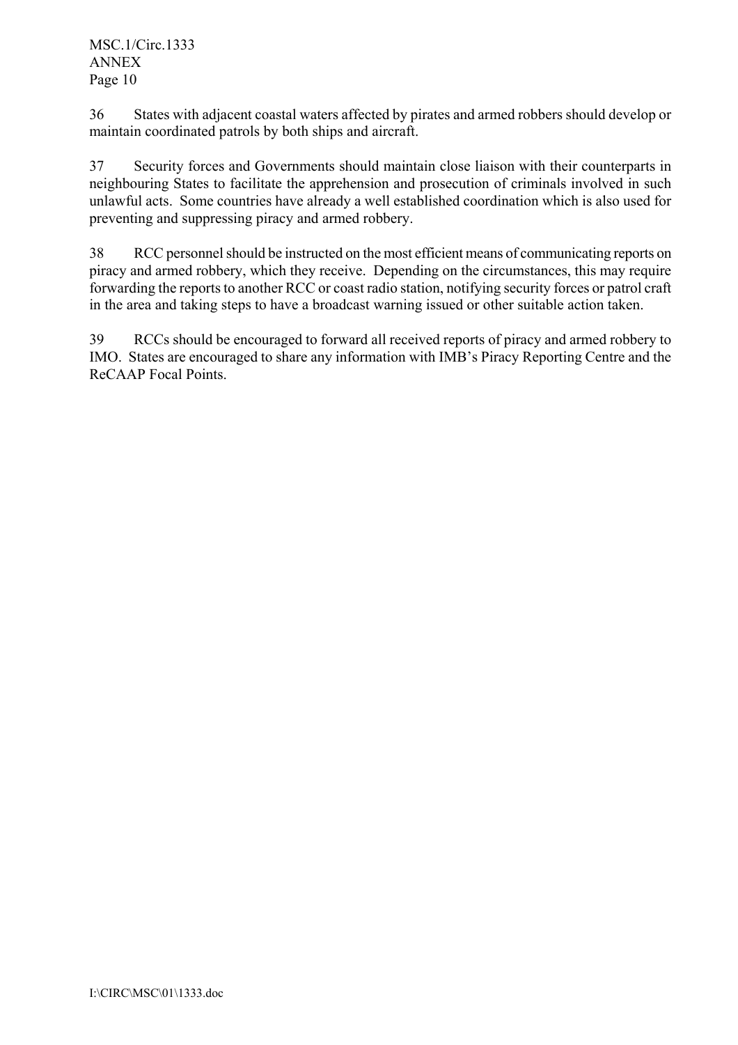36 States with adjacent coastal waters affected by pirates and armed robbers should develop or maintain coordinated patrols by both ships and aircraft.

37 Security forces and Governments should maintain close liaison with their counterparts in neighbouring States to facilitate the apprehension and prosecution of criminals involved in such unlawful acts. Some countries have already a well established coordination which is also used for preventing and suppressing piracy and armed robbery.

38 RCC personnel should be instructed on the most efficient means of communicating reports on piracy and armed robbery, which they receive. Depending on the circumstances, this may require forwarding the reports to another RCC or coast radio station, notifying security forces or patrol craft in the area and taking steps to have a broadcast warning issued or other suitable action taken.

39 RCCs should be encouraged to forward all received reports of piracy and armed robbery to IMO. States are encouraged to share any information with IMB's Piracy Reporting Centre and the ReCAAP Focal Points.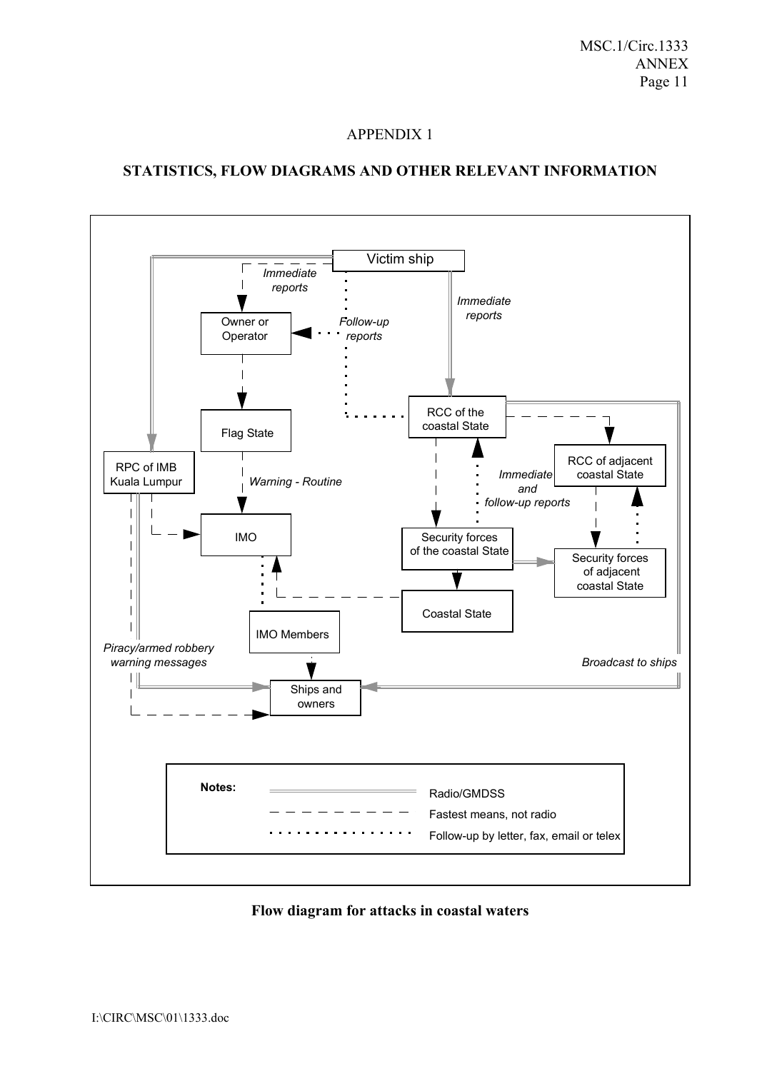# APPENDIX 1

## STATISTICS, FLOW DIAGRAMS AND OTHER RELEVANT INFORMATION

Victim ship

*Immediate reports*

*Immediate reports*

*Follow-up reports*

Owner or Operator

Flag State

RPC of IMB Kuala Lumpur

*Warning - Routine*

IMO

RCC of the coastal State

RCC of adjacent coastal State

*Immediate and follow-up reports*

Security forces of the coastal State

Security forces of adjacent coastal State

Coastal State

IMO Members

*Piracy/armed robbery warning messages*

*Broadcast to ships*

Ships and owners

**Notes:**

| Line style | Meaning |
|---|---|
| Double solid line | Radio/GMDSS |
| Dashed line | Fastest means, not radio |
| Dotted line | Follow-up by letter, fax, email or telex |

**Flow diagram for attacks in coastal waters**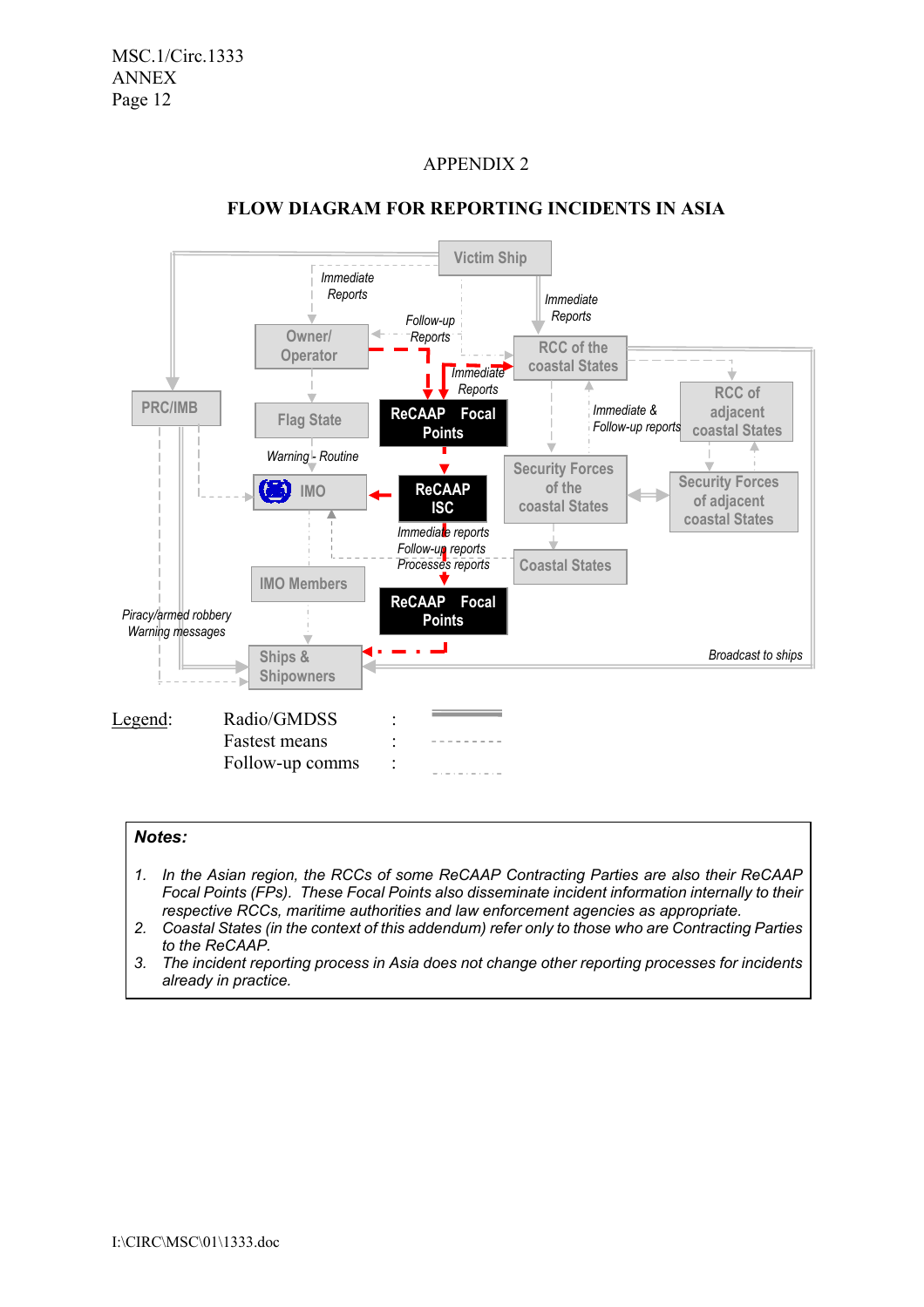APPENDIX 2

## FLOW DIAGRAM FOR REPORTING INCIDENTS IN ASIA

Victim Ship

Immediate Reports

Immediate Reports

Follow-up Reports

Owner/ Operator

RCC of the coastal States

Immediate Reports

PRC/IMB

Flag State

ReCAAP Focal Points

Immediate & Follow-up reports

RCC of adjacent coastal States

Warning - Routine

IMO

ReCAAP ISC

Security Forces of the coastal States

Security Forces of adjacent coastal States

Immediate reports
Follow-up reports
Processes reports

Coastal States

IMO Members

ReCAAP Focal Points

Piracy/armed robbery Warning messages

Ships & Shipowners

Broadcast to ships

Legend:

| | | |
|---|---|---|
| Radio/GMDSS | : | ═══ |
| Fastest means | : | - - - - - |
| Follow-up comms | : | -·-·-·- |

**Notes:**

1. *In the Asian region, the RCCs of some ReCAAP Contracting Parties are also their ReCAAP Focal Points (FPs). These Focal Points also disseminate incident information internally to their respective RCCs, maritime authorities and law enforcement agencies as appropriate.*
2. *Coastal States (in the context of this addendum) refer only to those who are Contracting Parties to the ReCAAP.*
3. *The incident reporting process in Asia does not change other reporting processes for incidents already in practice.*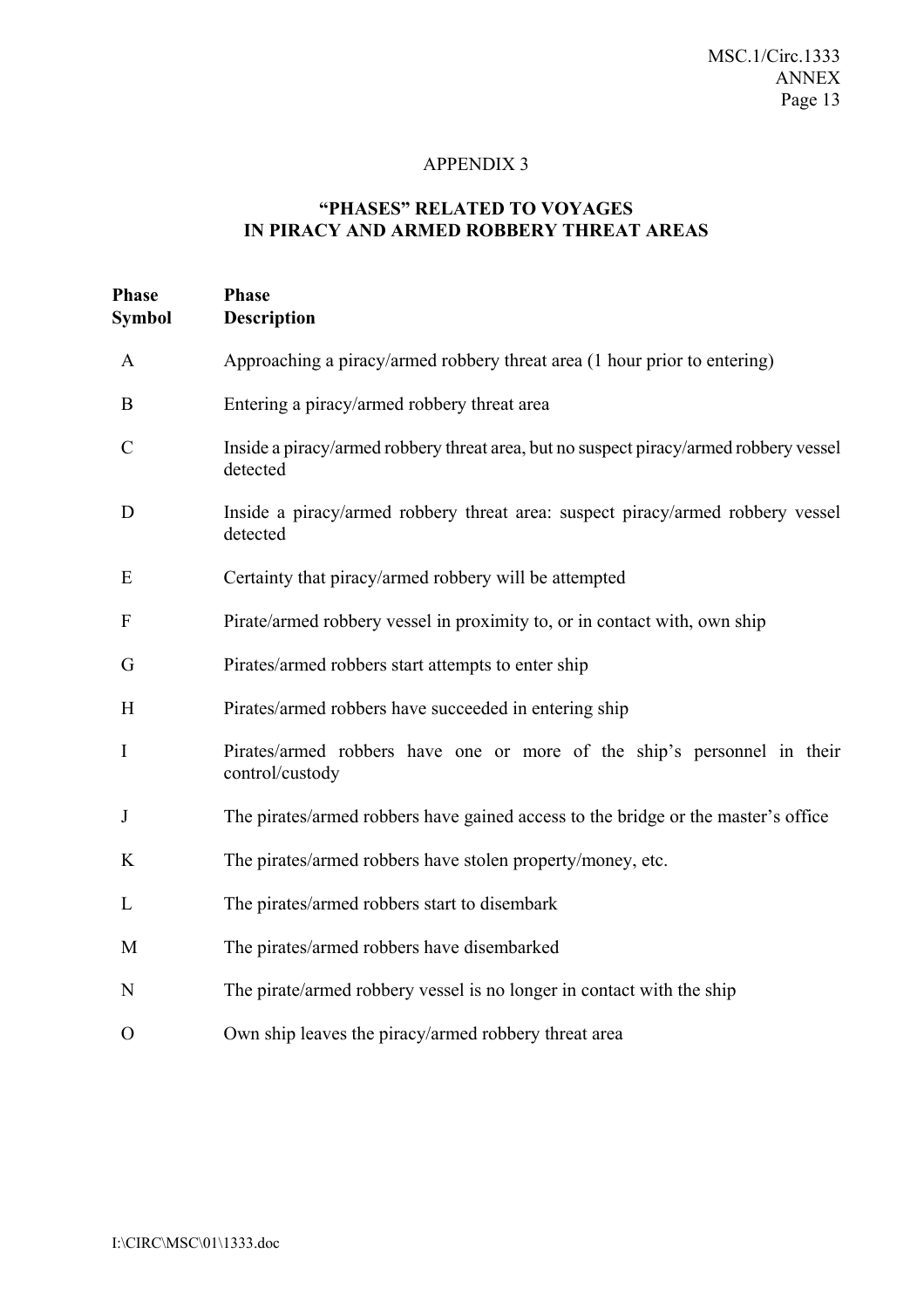## APPENDIX 3

### "PHASES" RELATED TO VOYAGES IN PIRACY AND ARMED ROBBERY THREAT AREAS

| Phase Symbol | Phase Description |
|---|---|
| A | Approaching a piracy/armed robbery threat area (1 hour prior to entering) |
| B | Entering a piracy/armed robbery threat area |
| C | Inside a piracy/armed robbery threat area, but no suspect piracy/armed robbery vessel detected |
| D | Inside a piracy/armed robbery threat area: suspect piracy/armed robbery vessel detected |
| E | Certainty that piracy/armed robbery will be attempted |
| F | Pirate/armed robbery vessel in proximity to, or in contact with, own ship |
| G | Pirates/armed robbers start attempts to enter ship |
| H | Pirates/armed robbers have succeeded in entering ship |
| I | Pirates/armed robbers have one or more of the ship's personnel in their control/custody |
| J | The pirates/armed robbers have gained access to the bridge or the master's office |
| K | The pirates/armed robbers have stolen property/money, etc. |
| L | The pirates/armed robbers start to disembark |
| M | The pirates/armed robbers have disembarked |
| N | The pirate/armed robbery vessel is no longer in contact with the ship |
| O | Own ship leaves the piracy/armed robbery threat area |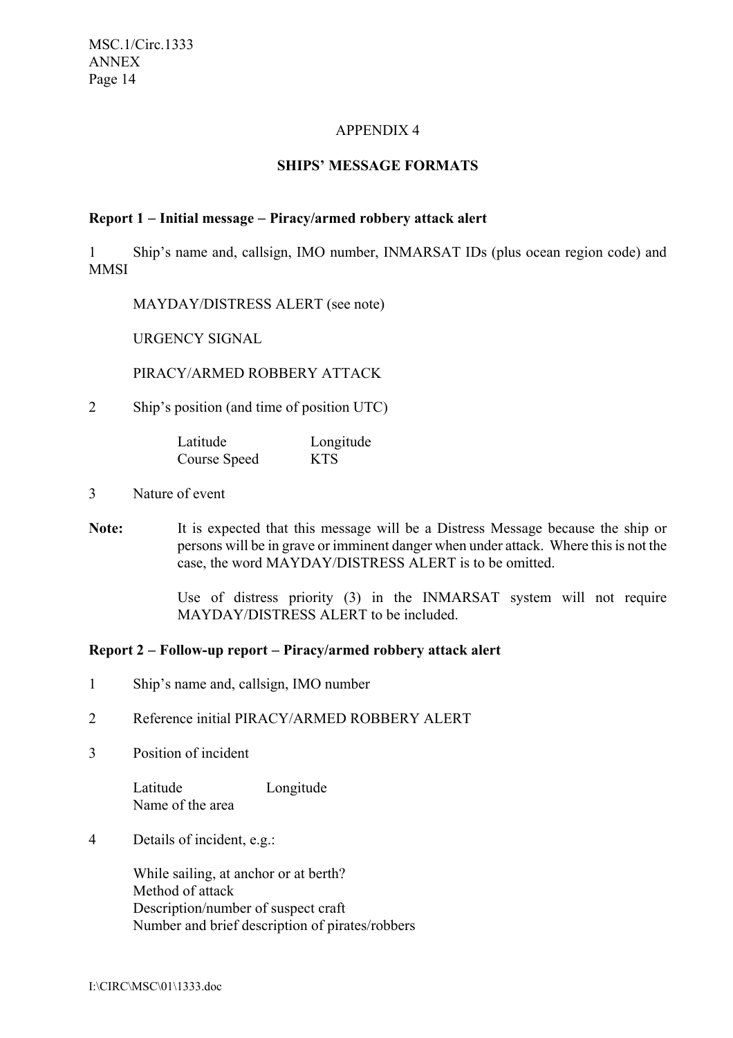## APPENDIX 4

## SHIPS' MESSAGE FORMATS

**Report 1 – Initial message – Piracy/armed robbery attack alert**

1 Ship's name and, callsign, IMO number, INMARSAT IDs (plus ocean region code) and MMSI

MAYDAY/DISTRESS ALERT (see note)

URGENCY SIGNAL

PIRACY/ARMED ROBBERY ATTACK

2 Ship's position (and time of position UTC)

Latitude Longitude
Course Speed KTS

3 Nature of event

**Note:** It is expected that this message will be a Distress Message because the ship or persons will be in grave or imminent danger when under attack. Where this is not the case, the word MAYDAY/DISTRESS ALERT is to be omitted.

Use of distress priority (3) in the INMARSAT system will not require MAYDAY/DISTRESS ALERT to be included.

**Report 2 – Follow-up report – Piracy/armed robbery attack alert**

1 Ship's name and, callsign, IMO number

2 Reference initial PIRACY/ARMED ROBBERY ALERT

3 Position of incident

Latitude Longitude
Name of the area

4 Details of incident, e.g.:

While sailing, at anchor or at berth?
Method of attack
Description/number of suspect craft
Number and brief description of pirates/robbers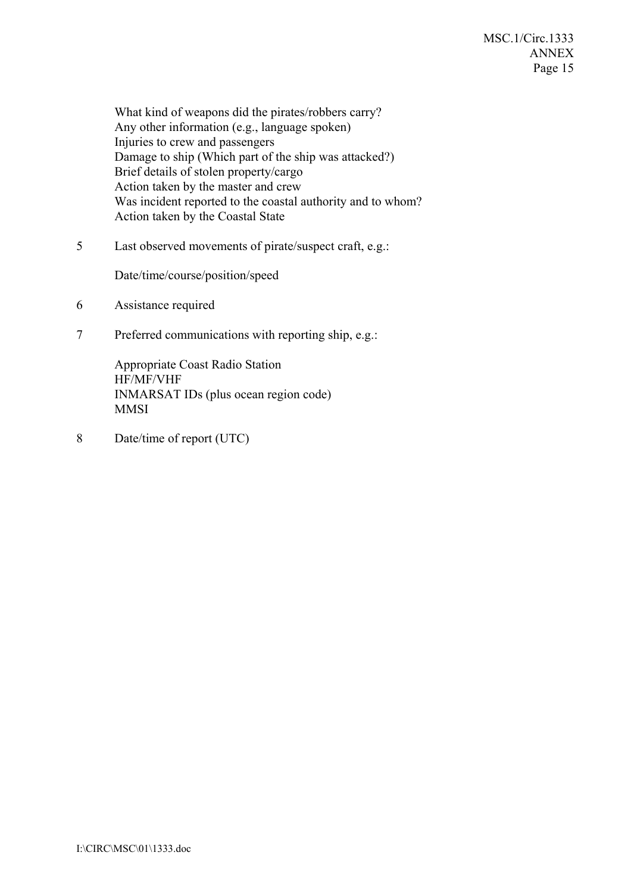What kind of weapons did the pirates/robbers carry?
Any other information (e.g., language spoken)
Injuries to crew and passengers
Damage to ship (Which part of the ship was attacked?)
Brief details of stolen property/cargo
Action taken by the master and crew
Was incident reported to the coastal authority and to whom?
Action taken by the Coastal State

5 Last observed movements of pirate/suspect craft, e.g.:

Date/time/course/position/speed

6 Assistance required

7 Preferred communications with reporting ship, e.g.:

Appropriate Coast Radio Station
HF/MF/VHF
INMARSAT IDs (plus ocean region code)
MMSI

8 Date/time of report (UTC)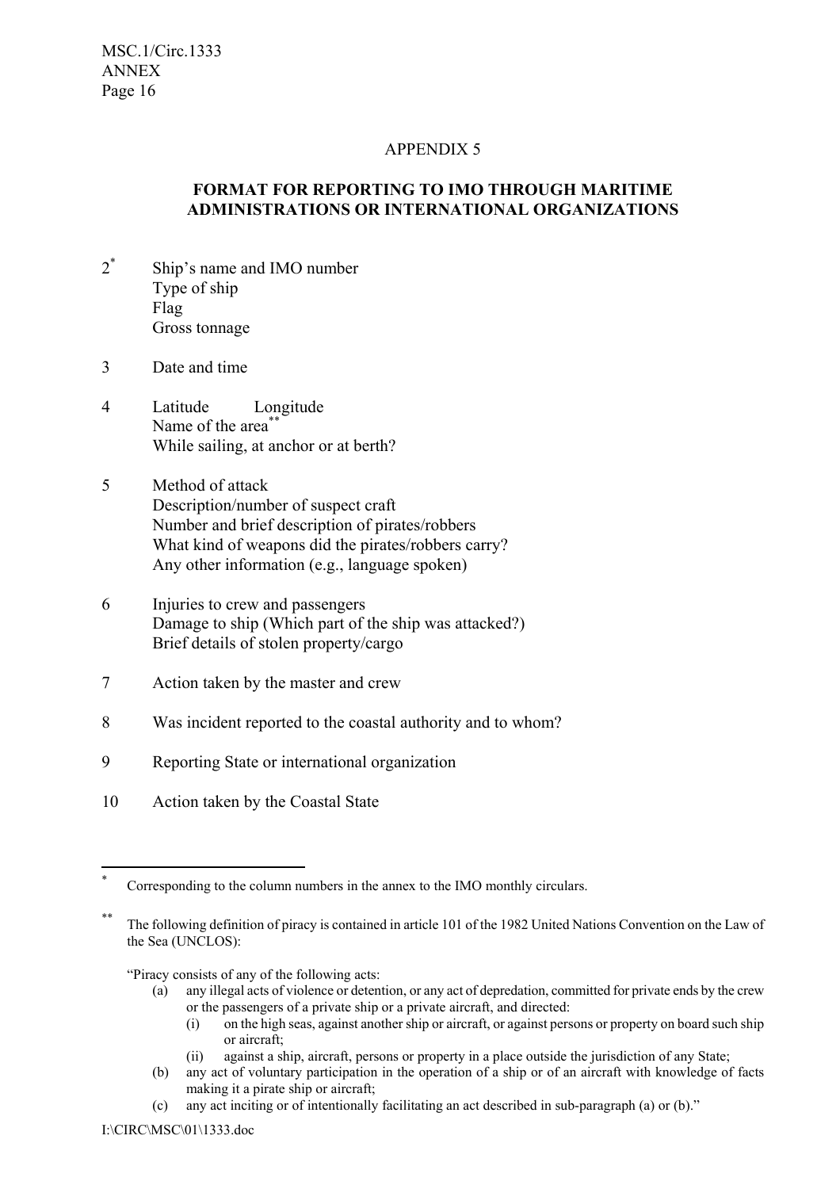## APPENDIX 5

### FORMAT FOR REPORTING TO IMO THROUGH MARITIME ADMINISTRATIONS OR INTERNATIONAL ORGANIZATIONS

2[*] Ship's name and IMO number
Type of ship
Flag
Gross tonnage

3 Date and time

4 Latitude Longitude
Name of the area[**]
While sailing, at anchor or at berth?

5 Method of attack
Description/number of suspect craft
Number and brief description of pirates/robbers
What kind of weapons did the pirates/robbers carry?
Any other information (e.g., language spoken)

6 Injuries to crew and passengers
Damage to ship (Which part of the ship was attacked?)
Brief details of stolen property/cargo

7 Action taken by the master and crew

8 Was incident reported to the coastal authority and to whom?

9 Reporting State or international organization

10 Action taken by the Coastal State

---

[*] Corresponding to the column numbers in the annex to the IMO monthly circulars.

[**] The following definition of piracy is contained in article 101 of the 1982 United Nations Convention on the Law of the Sea (UNCLOS):

"Piracy consists of any of the following acts:

(a) any illegal acts of violence or detention, or any act of depredation, committed for private ends by the crew or the passengers of a private ship or a private aircraft, and directed:
   (i) on the high seas, against another ship or aircraft, or against persons or property on board such ship or aircraft;
   (ii) against a ship, aircraft, persons or property in a place outside the jurisdiction of any State;
(b) any act of voluntary participation in the operation of a ship or of an aircraft with knowledge of facts making it a pirate ship or aircraft;
(c) any act inciting or of intentionally facilitating an act described in sub-paragraph (a) or (b)."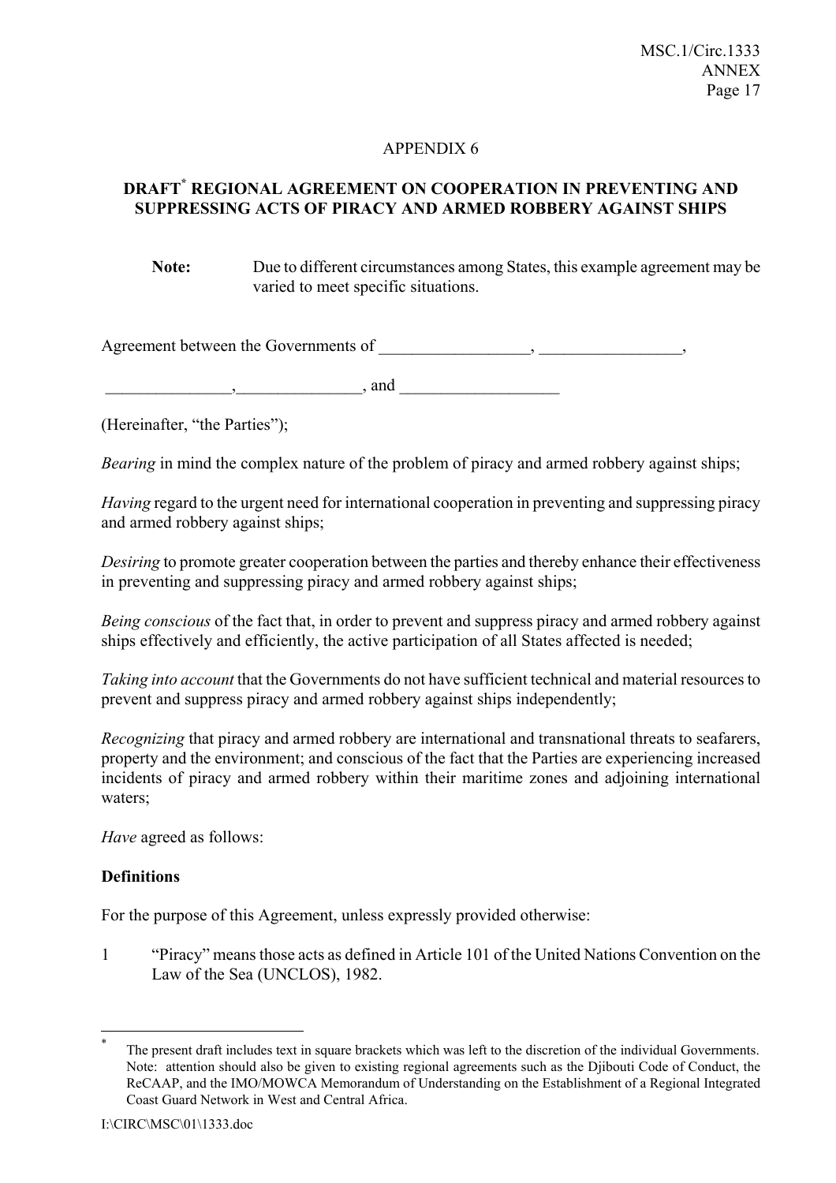## APPENDIX 6

## DRAFT[*] REGIONAL AGREEMENT ON COOPERATION IN PREVENTING AND SUPPRESSING ACTS OF PIRACY AND ARMED ROBBERY AGAINST SHIPS

**Note:** Due to different circumstances among States, this example agreement may be varied to meet specific situations.

Agreement between the Governments of __________________, _________________,

_______________,_______________, and ___________________

(Hereinafter, "the Parties");

*Bearing* in mind the complex nature of the problem of piracy and armed robbery against ships;

*Having* regard to the urgent need for international cooperation in preventing and suppressing piracy and armed robbery against ships;

*Desiring* to promote greater cooperation between the parties and thereby enhance their effectiveness in preventing and suppressing piracy and armed robbery against ships;

*Being conscious* of the fact that, in order to prevent and suppress piracy and armed robbery against ships effectively and efficiently, the active participation of all States affected is needed;

*Taking into account* that the Governments do not have sufficient technical and material resources to prevent and suppress piracy and armed robbery against ships independently;

*Recognizing* that piracy and armed robbery are international and transnational threats to seafarers, property and the environment; and conscious of the fact that the Parties are experiencing increased incidents of piracy and armed robbery within their maritime zones and adjoining international waters;

*Have* agreed as follows:

**Definitions**

For the purpose of this Agreement, unless expressly provided otherwise:

1 "Piracy" means those acts as defined in Article 101 of the United Nations Convention on the Law of the Sea (UNCLOS), 1982.

---

[*] The present draft includes text in square brackets which was left to the discretion of the individual Governments. Note: attention should also be given to existing regional agreements such as the Djibouti Code of Conduct, the ReCAAP, and the IMO/MOWCA Memorandum of Understanding on the Establishment of a Regional Integrated Coast Guard Network in West and Central Africa.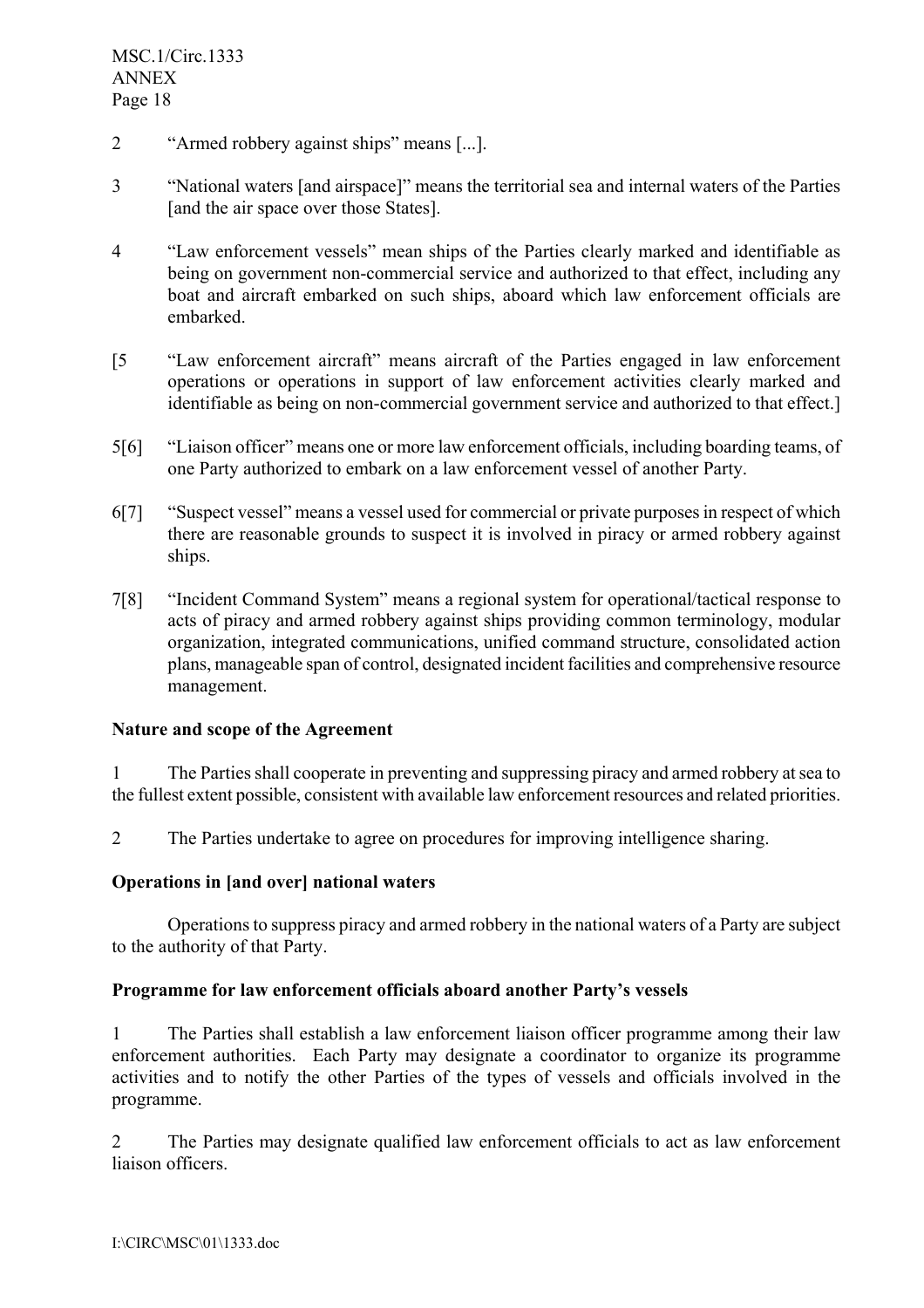2 "Armed robbery against ships" means [...].

3 "National waters [and airspace]" means the territorial sea and internal waters of the Parties [and the air space over those States].

4 "Law enforcement vessels" mean ships of the Parties clearly marked and identifiable as being on government non-commercial service and authorized to that effect, including any boat and aircraft embarked on such ships, aboard which law enforcement officials are embarked.

[5 "Law enforcement aircraft" means aircraft of the Parties engaged in law enforcement operations or operations in support of law enforcement activities clearly marked and identifiable as being on non-commercial government service and authorized to that effect.]

5[6] "Liaison officer" means one or more law enforcement officials, including boarding teams, of one Party authorized to embark on a law enforcement vessel of another Party.

6[7] "Suspect vessel" means a vessel used for commercial or private purposes in respect of which there are reasonable grounds to suspect it is involved in piracy or armed robbery against ships.

7[8] "Incident Command System" means a regional system for operational/tactical response to acts of piracy and armed robbery against ships providing common terminology, modular organization, integrated communications, unified command structure, consolidated action plans, manageable span of control, designated incident facilities and comprehensive resource management.

**Nature and scope of the Agreement**

1 The Parties shall cooperate in preventing and suppressing piracy and armed robbery at sea to the fullest extent possible, consistent with available law enforcement resources and related priorities.

2 The Parties undertake to agree on procedures for improving intelligence sharing.

**Operations in [and over] national waters**

Operations to suppress piracy and armed robbery in the national waters of a Party are subject to the authority of that Party.

**Programme for law enforcement officials aboard another Party's vessels**

1 The Parties shall establish a law enforcement liaison officer programme among their law enforcement authorities. Each Party may designate a coordinator to organize its programme activities and to notify the other Parties of the types of vessels and officials involved in the programme.

2 The Parties may designate qualified law enforcement officials to act as law enforcement liaison officers.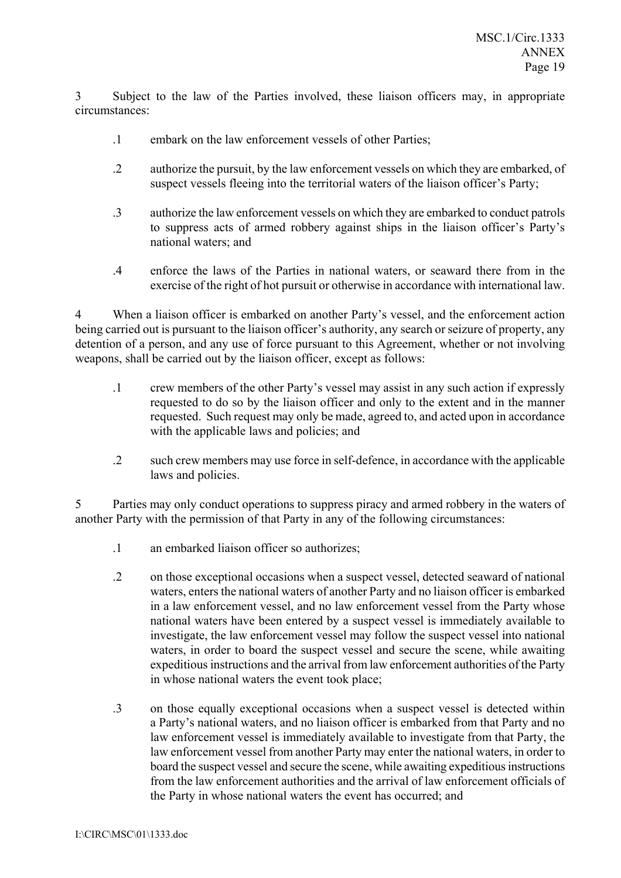3 Subject to the law of the Parties involved, these liaison officers may, in appropriate circumstances:

.1 embark on the law enforcement vessels of other Parties;

.2 authorize the pursuit, by the law enforcement vessels on which they are embarked, of suspect vessels fleeing into the territorial waters of the liaison officer's Party;

.3 authorize the law enforcement vessels on which they are embarked to conduct patrols to suppress acts of armed robbery against ships in the liaison officer's Party's national waters; and

.4 enforce the laws of the Parties in national waters, or seaward there from in the exercise of the right of hot pursuit or otherwise in accordance with international law.

4 When a liaison officer is embarked on another Party's vessel, and the enforcement action being carried out is pursuant to the liaison officer's authority, any search or seizure of property, any detention of a person, and any use of force pursuant to this Agreement, whether or not involving weapons, shall be carried out by the liaison officer, except as follows:

.1 crew members of the other Party's vessel may assist in any such action if expressly requested to do so by the liaison officer and only to the extent and in the manner requested. Such request may only be made, agreed to, and acted upon in accordance with the applicable laws and policies; and

.2 such crew members may use force in self-defence, in accordance with the applicable laws and policies.

5 Parties may only conduct operations to suppress piracy and armed robbery in the waters of another Party with the permission of that Party in any of the following circumstances:

.1 an embarked liaison officer so authorizes;

.2 on those exceptional occasions when a suspect vessel, detected seaward of national waters, enters the national waters of another Party and no liaison officer is embarked in a law enforcement vessel, and no law enforcement vessel from the Party whose national waters have been entered by a suspect vessel is immediately available to investigate, the law enforcement vessel may follow the suspect vessel into national waters, in order to board the suspect vessel and secure the scene, while awaiting expeditious instructions and the arrival from law enforcement authorities of the Party in whose national waters the event took place;

.3 on those equally exceptional occasions when a suspect vessel is detected within a Party's national waters, and no liaison officer is embarked from that Party and no law enforcement vessel is immediately available to investigate from that Party, the law enforcement vessel from another Party may enter the national waters, in order to board the suspect vessel and secure the scene, while awaiting expeditious instructions from the law enforcement authorities and the arrival of law enforcement officials of the Party in whose national waters the event has occurred; and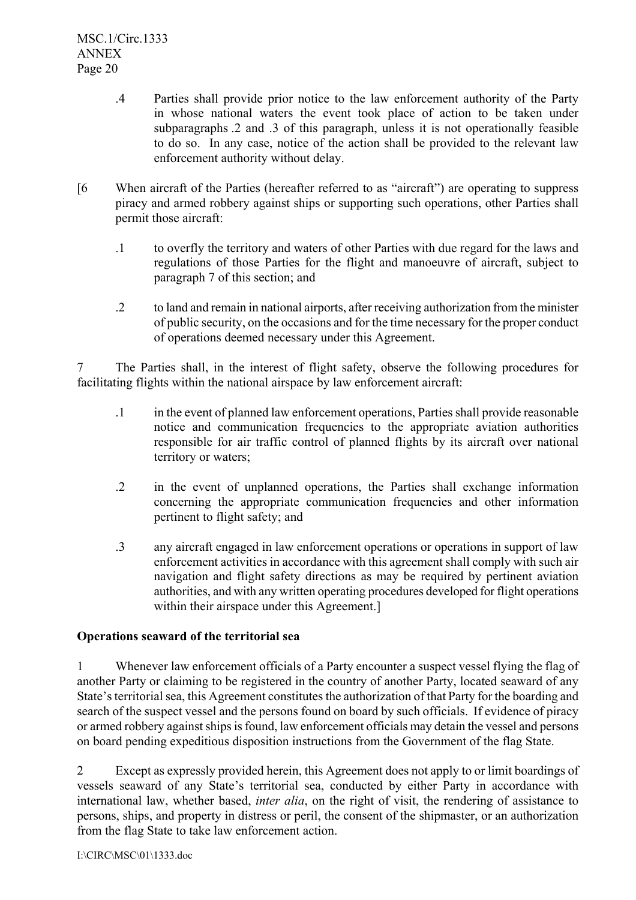.4 Parties shall provide prior notice to the law enforcement authority of the Party in whose national waters the event took place of action to be taken under subparagraphs .2 and .3 of this paragraph, unless it is not operationally feasible to do so. In any case, notice of the action shall be provided to the relevant law enforcement authority without delay.

[6 When aircraft of the Parties (hereafter referred to as "aircraft") are operating to suppress piracy and armed robbery against ships or supporting such operations, other Parties shall permit those aircraft:

.1 to overfly the territory and waters of other Parties with due regard for the laws and regulations of those Parties for the flight and manoeuvre of aircraft, subject to paragraph 7 of this section; and

.2 to land and remain in national airports, after receiving authorization from the minister of public security, on the occasions and for the time necessary for the proper conduct of operations deemed necessary under this Agreement.

7 The Parties shall, in the interest of flight safety, observe the following procedures for facilitating flights within the national airspace by law enforcement aircraft:

.1 in the event of planned law enforcement operations, Parties shall provide reasonable notice and communication frequencies to the appropriate aviation authorities responsible for air traffic control of planned flights by its aircraft over national territory or waters;

.2 in the event of unplanned operations, the Parties shall exchange information concerning the appropriate communication frequencies and other information pertinent to flight safety; and

.3 any aircraft engaged in law enforcement operations or operations in support of law enforcement activities in accordance with this agreement shall comply with such air navigation and flight safety directions as may be required by pertinent aviation authorities, and with any written operating procedures developed for flight operations within their airspace under this Agreement.]

**Operations seaward of the territorial sea**

1 Whenever law enforcement officials of a Party encounter a suspect vessel flying the flag of another Party or claiming to be registered in the country of another Party, located seaward of any State's territorial sea, this Agreement constitutes the authorization of that Party for the boarding and search of the suspect vessel and the persons found on board by such officials. If evidence of piracy or armed robbery against ships is found, law enforcement officials may detain the vessel and persons on board pending expeditious disposition instructions from the Government of the flag State.

2 Except as expressly provided herein, this Agreement does not apply to or limit boardings of vessels seaward of any State's territorial sea, conducted by either Party in accordance with international law, whether based, *inter alia*, on the right of visit, the rendering of assistance to persons, ships, and property in distress or peril, the consent of the shipmaster, or an authorization from the flag State to take law enforcement action.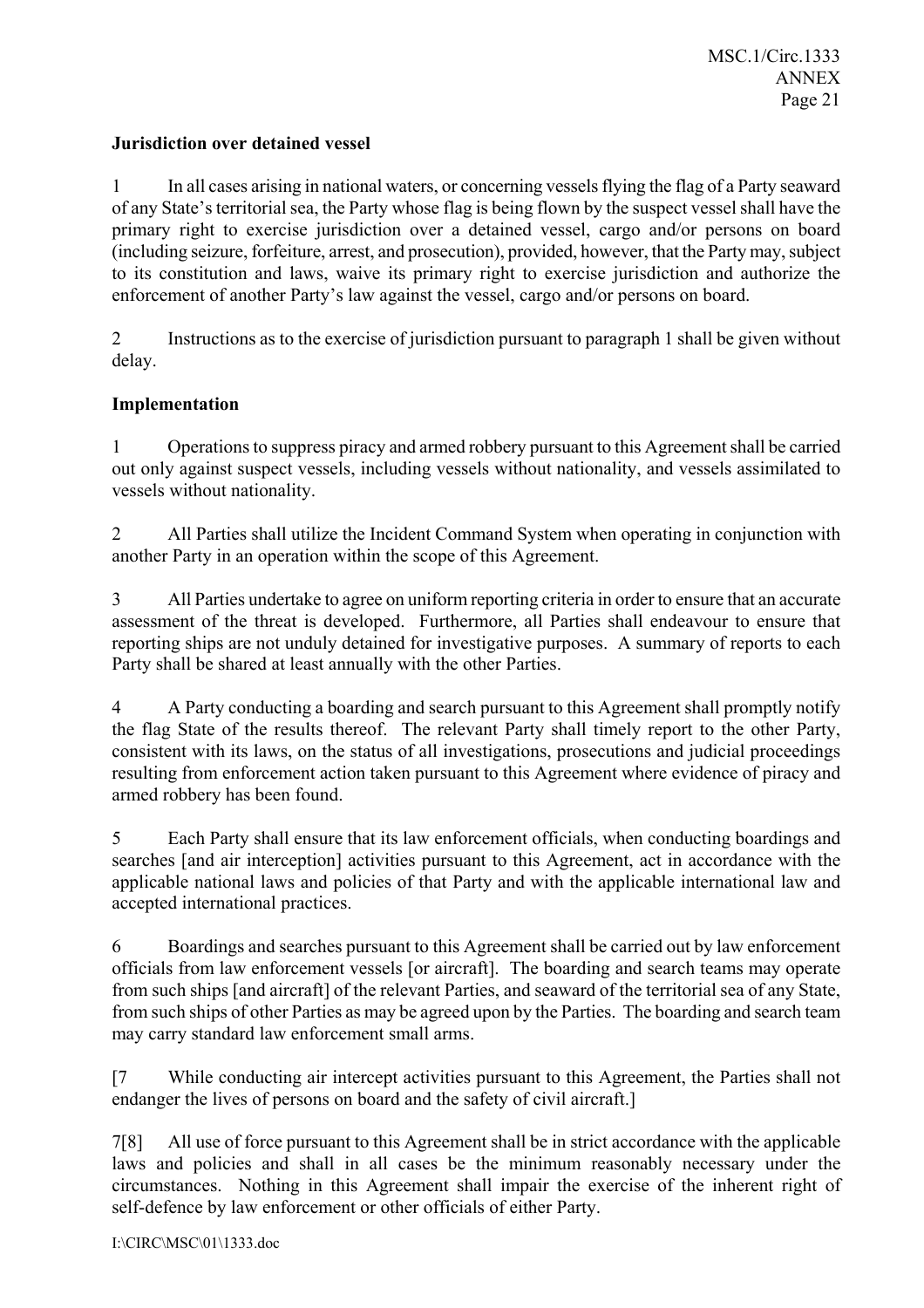**Jurisdiction over detained vessel**

1 In all cases arising in national waters, or concerning vessels flying the flag of a Party seaward of any State's territorial sea, the Party whose flag is being flown by the suspect vessel shall have the primary right to exercise jurisdiction over a detained vessel, cargo and/or persons on board (including seizure, forfeiture, arrest, and prosecution), provided, however, that the Party may, subject to its constitution and laws, waive its primary right to exercise jurisdiction and authorize the enforcement of another Party's law against the vessel, cargo and/or persons on board.

2 Instructions as to the exercise of jurisdiction pursuant to paragraph 1 shall be given without delay.

**Implementation**

1 Operations to suppress piracy and armed robbery pursuant to this Agreement shall be carried out only against suspect vessels, including vessels without nationality, and vessels assimilated to vessels without nationality.

2 All Parties shall utilize the Incident Command System when operating in conjunction with another Party in an operation within the scope of this Agreement.

3 All Parties undertake to agree on uniform reporting criteria in order to ensure that an accurate assessment of the threat is developed. Furthermore, all Parties shall endeavour to ensure that reporting ships are not unduly detained for investigative purposes. A summary of reports to each Party shall be shared at least annually with the other Parties.

4 A Party conducting a boarding and search pursuant to this Agreement shall promptly notify the flag State of the results thereof. The relevant Party shall timely report to the other Party, consistent with its laws, on the status of all investigations, prosecutions and judicial proceedings resulting from enforcement action taken pursuant to this Agreement where evidence of piracy and armed robbery has been found.

5 Each Party shall ensure that its law enforcement officials, when conducting boardings and searches [and air interception] activities pursuant to this Agreement, act in accordance with the applicable national laws and policies of that Party and with the applicable international law and accepted international practices.

6 Boardings and searches pursuant to this Agreement shall be carried out by law enforcement officials from law enforcement vessels [or aircraft]. The boarding and search teams may operate from such ships [and aircraft] of the relevant Parties, and seaward of the territorial sea of any State, from such ships of other Parties as may be agreed upon by the Parties. The boarding and search team may carry standard law enforcement small arms.

[7 While conducting air intercept activities pursuant to this Agreement, the Parties shall not endanger the lives of persons on board and the safety of civil aircraft.]

7[8] All use of force pursuant to this Agreement shall be in strict accordance with the applicable laws and policies and shall in all cases be the minimum reasonably necessary under the circumstances. Nothing in this Agreement shall impair the exercise of the inherent right of self-defence by law enforcement or other officials of either Party.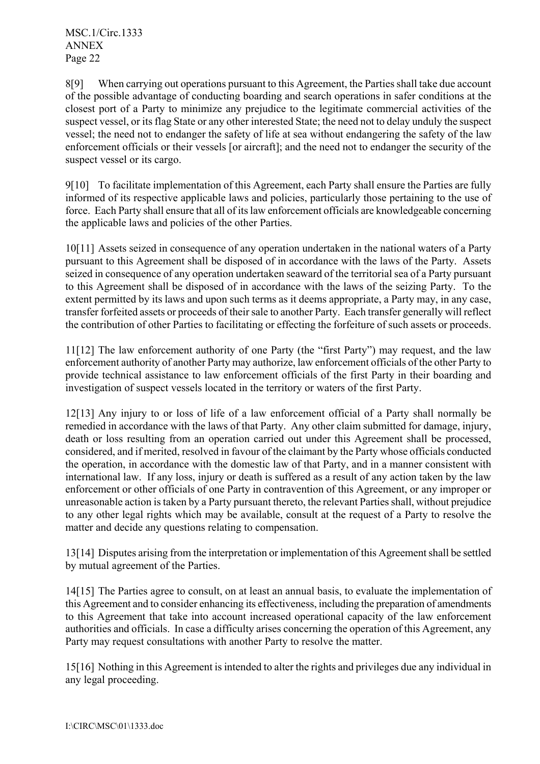8[9] When carrying out operations pursuant to this Agreement, the Parties shall take due account of the possible advantage of conducting boarding and search operations in safer conditions at the closest port of a Party to minimize any prejudice to the legitimate commercial activities of the suspect vessel, or its flag State or any other interested State; the need not to delay unduly the suspect vessel; the need not to endanger the safety of life at sea without endangering the safety of the law enforcement officials or their vessels [or aircraft]; and the need not to endanger the security of the suspect vessel or its cargo.

9[10] To facilitate implementation of this Agreement, each Party shall ensure the Parties are fully informed of its respective applicable laws and policies, particularly those pertaining to the use of force. Each Party shall ensure that all of its law enforcement officials are knowledgeable concerning the applicable laws and policies of the other Parties.

10[11] Assets seized in consequence of any operation undertaken in the national waters of a Party pursuant to this Agreement shall be disposed of in accordance with the laws of the Party. Assets seized in consequence of any operation undertaken seaward of the territorial sea of a Party pursuant to this Agreement shall be disposed of in accordance with the laws of the seizing Party. To the extent permitted by its laws and upon such terms as it deems appropriate, a Party may, in any case, transfer forfeited assets or proceeds of their sale to another Party. Each transfer generally will reflect the contribution of other Parties to facilitating or effecting the forfeiture of such assets or proceeds.

11[12] The law enforcement authority of one Party (the "first Party") may request, and the law enforcement authority of another Party may authorize, law enforcement officials of the other Party to provide technical assistance to law enforcement officials of the first Party in their boarding and investigation of suspect vessels located in the territory or waters of the first Party.

12[13] Any injury to or loss of life of a law enforcement official of a Party shall normally be remedied in accordance with the laws of that Party. Any other claim submitted for damage, injury, death or loss resulting from an operation carried out under this Agreement shall be processed, considered, and if merited, resolved in favour of the claimant by the Party whose officials conducted the operation, in accordance with the domestic law of that Party, and in a manner consistent with international law. If any loss, injury or death is suffered as a result of any action taken by the law enforcement or other officials of one Party in contravention of this Agreement, or any improper or unreasonable action is taken by a Party pursuant thereto, the relevant Parties shall, without prejudice to any other legal rights which may be available, consult at the request of a Party to resolve the matter and decide any questions relating to compensation.

13[14] Disputes arising from the interpretation or implementation of this Agreement shall be settled by mutual agreement of the Parties.

14[15] The Parties agree to consult, on at least an annual basis, to evaluate the implementation of this Agreement and to consider enhancing its effectiveness, including the preparation of amendments to this Agreement that take into account increased operational capacity of the law enforcement authorities and officials. In case a difficulty arises concerning the operation of this Agreement, any Party may request consultations with another Party to resolve the matter.

15[16] Nothing in this Agreement is intended to alter the rights and privileges due any individual in any legal proceeding.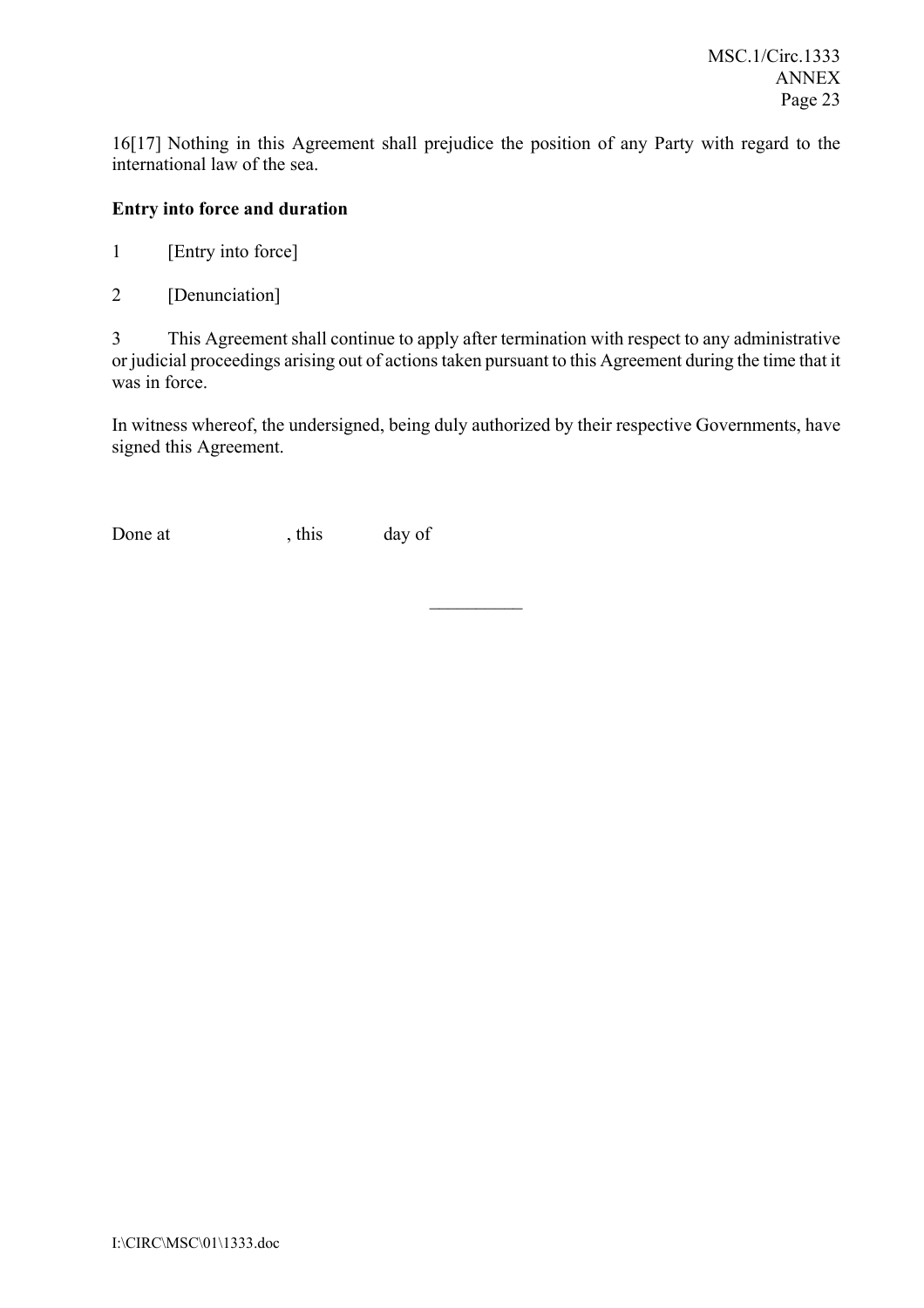16[17] Nothing in this Agreement shall prejudice the position of any Party with regard to the international law of the sea.

**Entry into force and duration**

1 [Entry into force]

2 [Denunciation]

3 This Agreement shall continue to apply after termination with respect to any administrative or judicial proceedings arising out of actions taken pursuant to this Agreement during the time that it was in force.

In witness whereof, the undersigned, being duly authorized by their respective Governments, have signed this Agreement.

Done at , this day of

___________